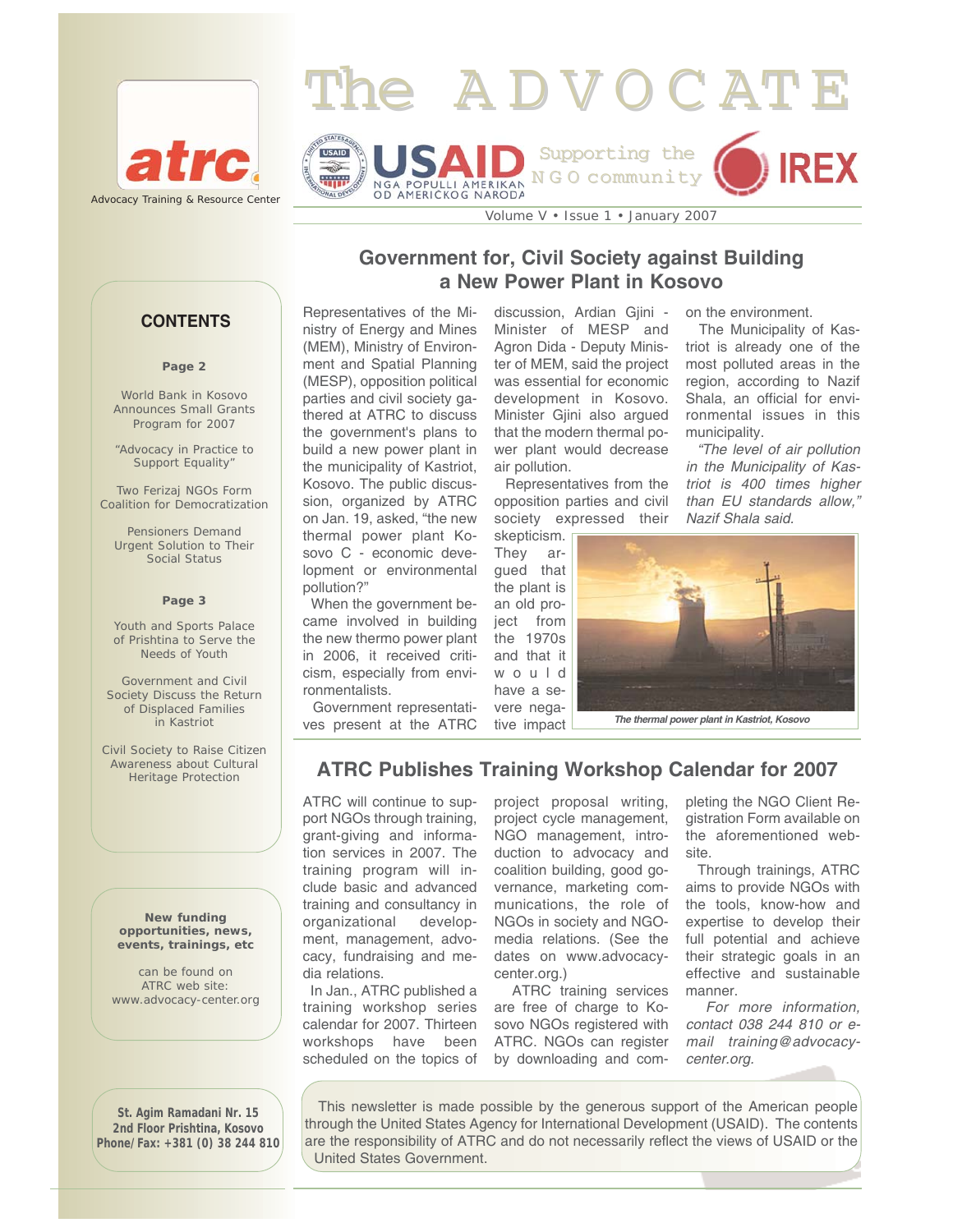# The ADVOCATE

atrc
Advocacy Training & Resource Center

USAID — NGA POPULLI AMERIKAN OD AMERICKOG NARODA

Supporting the NGO community

IREX

Volume V • Issue 1 • January 2007

## CONTENTS

**Page 2**

World Bank in Kosovo Announces Small Grants Program for 2007

"Advocacy in Practice to Support Equality"

Two Ferizaj NGOs Form Coalition for Democratization

Pensioners Demand Urgent Solution to Their Social Status

**Page 3**

Youth and Sports Palace of Prishtina to Serve the Needs of Youth

Government and Civil Society Discuss the Return of Displaced Families in Kastriot

Civil Society to Raise Citizen Awareness about Cultural Heritage Protection

**New funding opportunities, news, events, trainings, etc**

can be found on ATRC web site: www.advocacy-center.org

**St. Agim Ramadani Nr. 15**
**2nd Floor Prishtina, Kosovo**
**Phone/Fax: +381 (0) 38 244 810**

## Government for, Civil Society against Building a New Power Plant in Kosovo

Representatives of the Ministry of Energy and Mines (MEM), Ministry of Environment and Spatial Planning (MESP), opposition political parties and civil society gathered at ATRC to discuss the government's plans to build a new power plant in the municipality of Kastriot, Kosovo. The public discussion, organized by ATRC on Jan. 19, asked, "the new thermal power plant Kosovo C - economic development or environmental pollution?"

When the government became involved in building the new thermo power plant in 2006, it received criticism, especially from environmentalists.

Government representatives present at the ATRC discussion, Ardian Gjini - Minister of MESP and Agron Dida - Deputy Minister of MEM, said the project was essential for economic development in Kosovo. Minister Gjini also argued that the modern thermal power plant would decrease air pollution.

Representatives from the opposition parties and civil society expressed their skepticism. They argued that the plant is an old project from the 1970s and that it would have a severe negative impact on the environment.

The Municipality of Kastriot is already one of the most polluted areas in the region, according to Nazif Shala, an official for environmental issues in this municipality.

*"The level of air pollution in the Municipality of Kastriot is 400 times higher than EU standards allow," Nazif Shala said.*

*The thermal power plant in Kastriot, Kosovo*

## ATRC Publishes Training Workshop Calendar for 2007

ATRC will continue to support NGOs through training, grant-giving and information services in 2007. The training program will include basic and advanced training and consultancy in organizational development, management, advocacy, fundraising and media relations.

In Jan., ATRC published a training workshop series calendar for 2007. Thirteen workshops have been scheduled on the topics of project proposal writing, project cycle management, NGO management, introduction to advocacy and coalition building, good governance, marketing communications, the role of NGOs in society and NGO-media relations. (See the dates on www.advocacy-center.org.)

ATRC training services are free of charge to Kosovo NGOs registered with ATRC. NGOs can register by downloading and completing the NGO Client Registration Form available on the aforementioned website.

Through trainings, ATRC aims to provide NGOs with the tools, know-how and expertise to develop their full potential and achieve their strategic goals in an effective and sustainable manner.

*For more information, contact 038 244 810 or e-mail training@advocacy-center.org.*

This newsletter is made possible by the generous support of the American people through the United States Agency for International Development (USAID). The contents are the responsibility of ATRC and do not necessarily reflect the views of USAID or the United States Government.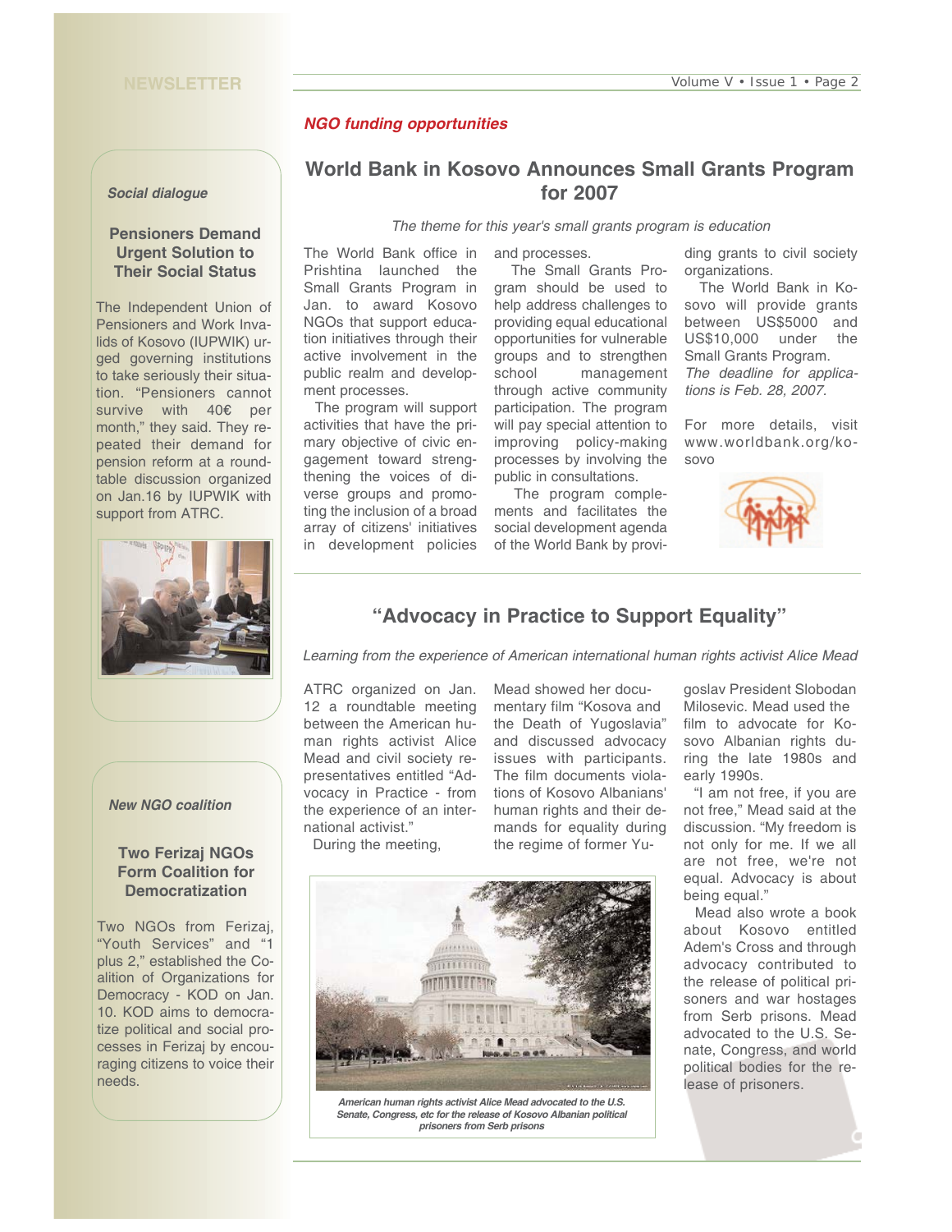*NGO funding opportunities*

## World Bank in Kosovo Announces Small Grants Program for 2007

*The theme for this year's small grants program is education*

The World Bank office in Prishtina launched the Small Grants Program in Jan. to award Kosovo NGOs that support education initiatives through their active involvement in the public realm and development processes.

The program will support activities that have the primary objective of civic engagement toward strengthening the voices of diverse groups and promoting the inclusion of a broad array of citizens' initiatives in development policies and processes.

The Small Grants Program should be used to help address challenges to providing equal educational opportunities for vulnerable groups and to strengthen school management through active community participation. The program will pay special attention to improving policy-making processes by involving the public in consultations.

The program complements and facilitates the social development agenda of the World Bank by providing grants to civil society organizations.

The World Bank in Kosovo will provide grants between US$5000 and US$10,000 under the Small Grants Program.

*The deadline for applications is Feb. 28, 2007.*

For more details, visit www.worldbank.org/kosovo

## "Advocacy in Practice to Support Equality"

*Learning from the experience of American international human rights activist Alice Mead*

ATRC organized on Jan. 12 a roundtable meeting between the American human rights activist Alice Mead and civil society representatives entitled "Advocacy in Practice - from the experience of an international activist."

During the meeting, Mead showed her documentary film "Kosova and the Death of Yugoslavia" and discussed advocacy issues with participants. The film documents violations of Kosovo Albanians' human rights and their demands for equality during the regime of former Yugoslav President Slobodan Milosevic. Mead used the film to advocate for Kosovo Albanian rights during the late 1980s and early 1990s.

"I am not free, if you are not free," Mead said at the discussion. "My freedom is not only for me. If we all are not free, we're not equal. Advocacy is about being equal."

Mead also wrote a book about Kosovo entitled Adem's Cross and through advocacy contributed to the release of political prisoners and war hostages from Serb prisons. Mead advocated to the U.S. Senate, Congress, and world political bodies for the release of prisoners.

*American human rights activist Alice Mead advocated to the U.S. Senate, Congress, etc for the release of Kosovo Albanian political prisoners from Serb prisons*

*Social dialogue*

### Pensioners Demand Urgent Solution to Their Social Status

The Independent Union of Pensioners and Work Invalids of Kosovo (IUPWIK) urged governing institutions to take seriously their situation. "Pensioners cannot survive with 40€ per month," they said. They repeated their demand for pension reform at a roundtable discussion organized on Jan.16 by IUPWIK with support from ATRC.

*New NGO coalition*

### Two Ferizaj NGOs Form Coalition for Democratization

Two NGOs from Ferizaj, "Youth Services" and "1 plus 2," established the Coalition of Organizations for Democracy - KOD on Jan. 10. KOD aims to democratize political and social processes in Ferizaj by encouraging citizens to voice their needs.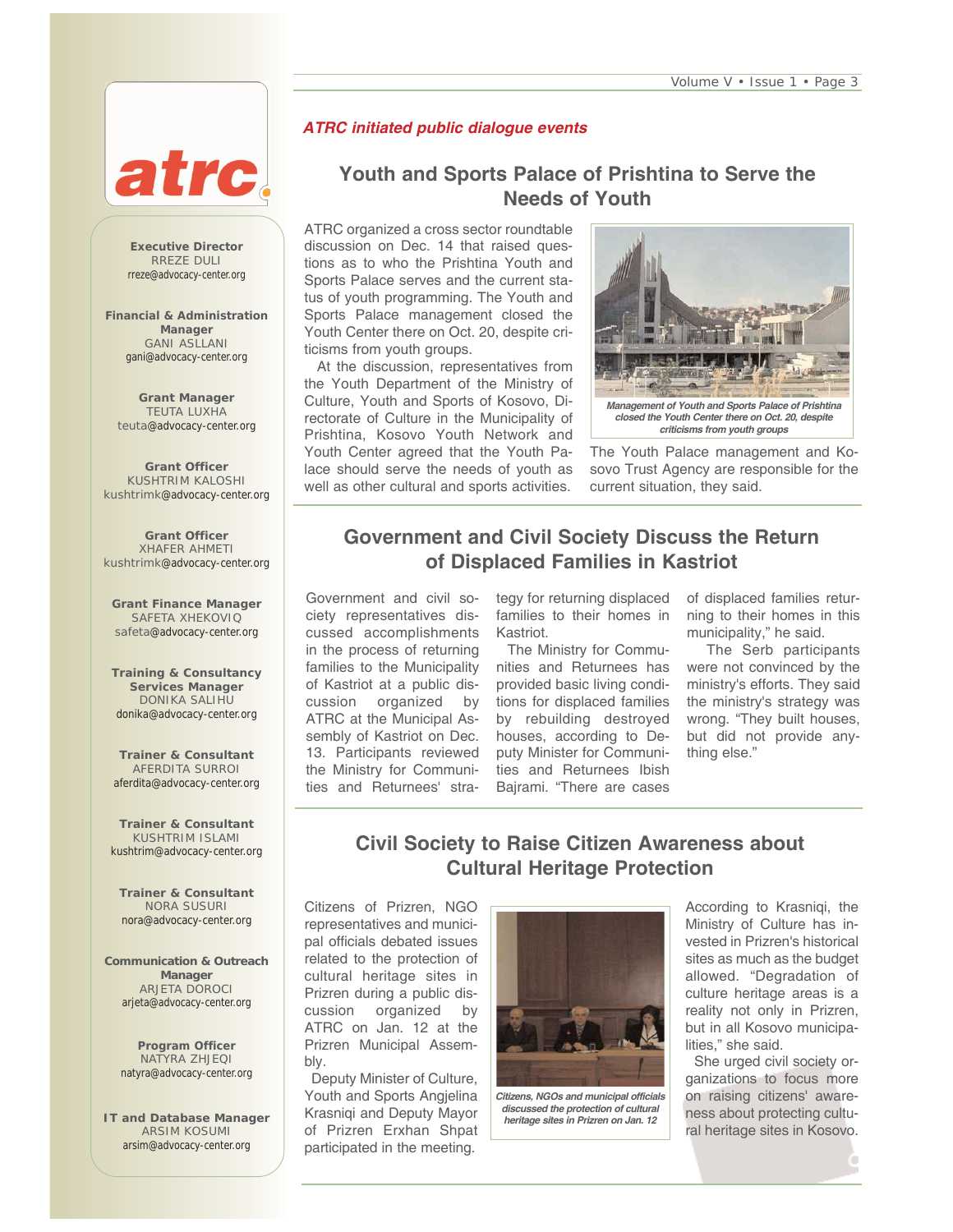atrc

**Executive Director**
RREZE DULI
rreze@advocacy-center.org

**Financial & Administration Manager**
GANI ASLLANI
gani@advocacy-center.org

**Grant Manager**
TEUTA LUXHA
teuta@advocacy-center.org

**Grant Officer**
KUSHTRIM KALOSHI
kushtrimk@advocacy-center.org

**Grant Officer**
XHAFER AHMETI
kushtrimk@advocacy-center.org

**Grant Finance Manager**
SAFETA XHEKOVIQ
safeta@advocacy-center.org

**Training & Consultancy Services Manager**
DONIKA SALIHU
donika@advocacy-center.org

**Trainer & Consultant**
AFERDITA SURROI
aferdita@advocacy-center.org

**Trainer & Consultant**
KUSHTRIM ISLAMI
kushtrim@advocacy-center.org

**Trainer & Consultant**
NORA SUSURI
nora@advocacy-center.org

**Communication & Outreach Manager**
ARJETA DOROCI
arjeta@advocacy-center.org

**Program Officer**
NATYRA ZHJEQI
natyra@advocacy-center.org

**IT and Database Manager**
ARSIM KOSUMI
arsim@advocacy-center.org

***ATRC initiated public dialogue events***

## Youth and Sports Palace of Prishtina to Serve the Needs of Youth

ATRC organized a cross sector roundtable discussion on Dec. 14 that raised questions as to who the Prishtina Youth and Sports Palace serves and the current status of youth programming. The Youth and Sports Palace management closed the Youth Center there on Oct. 20, despite criticisms from youth groups.

At the discussion, representatives from the Youth Department of the Ministry of Culture, Youth and Sports of Kosovo, Directorate of Culture in the Municipality of Prishtina, Kosovo Youth Network and Youth Center agreed that the Youth Palace should serve the needs of youth as well as other cultural and sports activities.

*Management of Youth and Sports Palace of Prishtina closed the Youth Center there on Oct. 20, despite criticisms from youth groups*

The Youth Palace management and Kosovo Trust Agency are responsible for the current situation, they said.

## Government and Civil Society Discuss the Return of Displaced Families in Kastriot

Government and civil society representatives discussed accomplishments in the process of returning families to the Municipality of Kastriot at a public discussion organized by ATRC at the Municipal Assembly of Kastriot on Dec. 13. Participants reviewed the Ministry for Communities and Returnees' strategy for returning displaced families to their homes in Kastriot.

The Ministry for Communities and Returnees has provided basic living conditions for displaced families by rebuilding destroyed houses, according to Deputy Minister for Communities and Returnees Ibish Bajrami. "There are cases of displaced families returning to their homes in this municipality," he said.

The Serb participants were not convinced by the ministry's efforts. They said the ministry's strategy was wrong. "They built houses, but did not provide anything else."

## Civil Society to Raise Citizen Awareness about Cultural Heritage Protection

Citizens of Prizren, NGO representatives and municipal officials debated issues related to the protection of cultural heritage sites in Prizren during a public discussion organized by ATRC on Jan. 12 at the Prizren Municipal Assembly.

Deputy Minister of Culture, Youth and Sports Angjelina Krasniqi and Deputy Mayor of Prizren Erxhan Shpat participated in the meeting.

*Citizens, NGOs and municipal officials discussed the protection of cultural heritage sites in Prizren on Jan. 12*

According to Krasniqi, the Ministry of Culture has invested in Prizren's historical sites as much as the budget allowed. "Degradation of culture heritage areas is a reality not only in Prizren, but in all Kosovo municipalities," she said.

She urged civil society organizations to focus more on raising citizens' awareness about protecting cultural heritage sites in Kosovo.